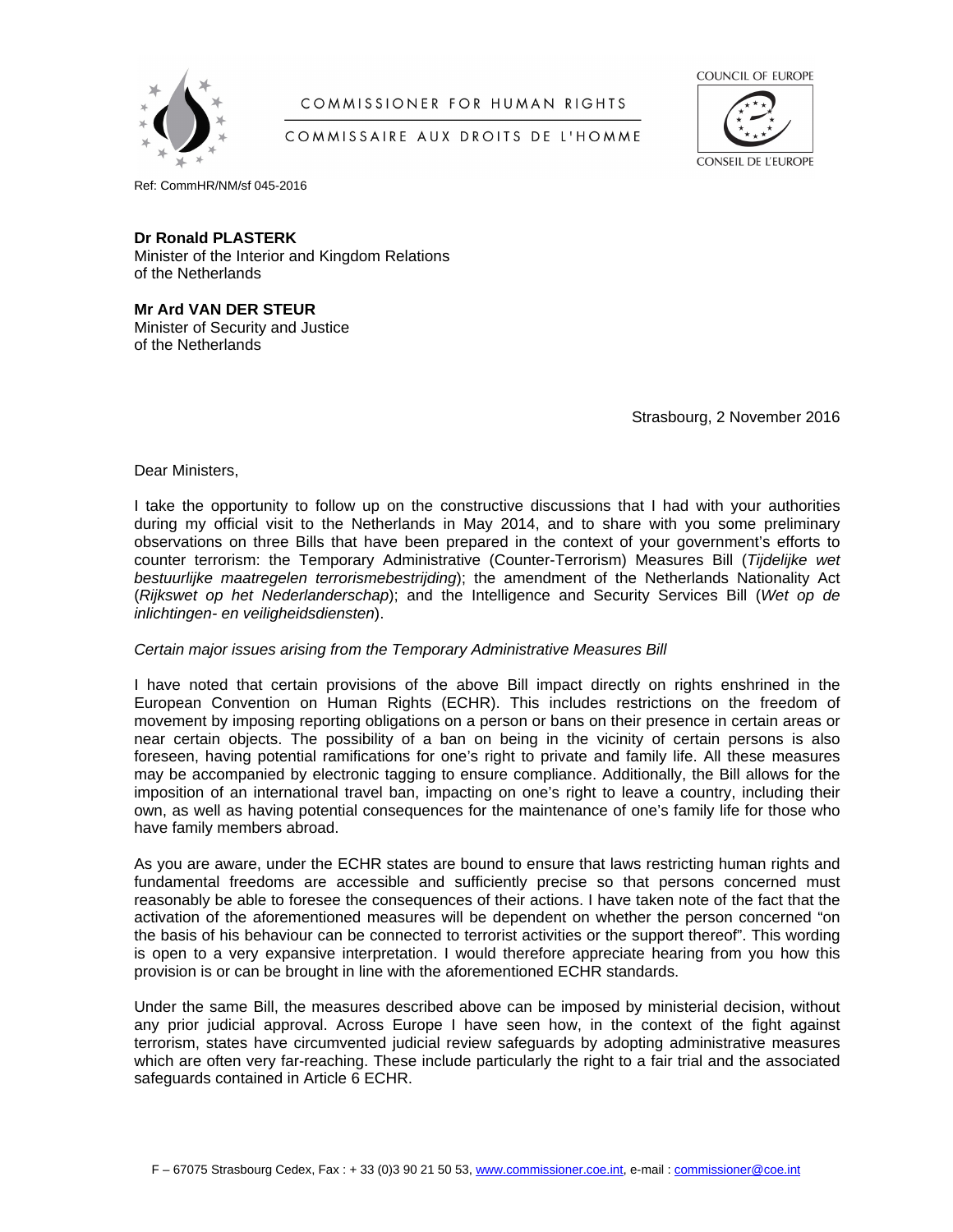COMMISSIONER FOR HUMAN RIGHTS

COMMISSAIRE AUX DROITS DE L'HOMME

COUNCIL OF EUROPE

CONSEIL DE L'EUROPE

Ref: CommHR/NM/sf 045-2016

**Dr Ronald PLASTERK**
Minister of the Interior and Kingdom Relations
of the Netherlands

**Mr Ard VAN DER STEUR**
Minister of Security and Justice
of the Netherlands

Strasbourg, 2 November 2016

Dear Ministers,

I take the opportunity to follow up on the constructive discussions that I had with your authorities during my official visit to the Netherlands in May 2014, and to share with you some preliminary observations on three Bills that have been prepared in the context of your government's efforts to counter terrorism: the Temporary Administrative (Counter-Terrorism) Measures Bill (*Tijdelijke wet bestuurlijke maatregelen terrorismebestrijding*); the amendment of the Netherlands Nationality Act (*Rijkswet op het Nederlanderschap*); and the Intelligence and Security Services Bill (*Wet op de inlichtingen- en veiligheidsdiensten*).

*Certain major issues arising from the Temporary Administrative Measures Bill*

I have noted that certain provisions of the above Bill impact directly on rights enshrined in the European Convention on Human Rights (ECHR). This includes restrictions on the freedom of movement by imposing reporting obligations on a person or bans on their presence in certain areas or near certain objects. The possibility of a ban on being in the vicinity of certain persons is also foreseen, having potential ramifications for one's right to private and family life. All these measures may be accompanied by electronic tagging to ensure compliance. Additionally, the Bill allows for the imposition of an international travel ban, impacting on one's right to leave a country, including their own, as well as having potential consequences for the maintenance of one's family life for those who have family members abroad.

As you are aware, under the ECHR states are bound to ensure that laws restricting human rights and fundamental freedoms are accessible and sufficiently precise so that persons concerned must reasonably be able to foresee the consequences of their actions. I have taken note of the fact that the activation of the aforementioned measures will be dependent on whether the person concerned "on the basis of his behaviour can be connected to terrorist activities or the support thereof". This wording is open to a very expansive interpretation. I would therefore appreciate hearing from you how this provision is or can be brought in line with the aforementioned ECHR standards.

Under the same Bill, the measures described above can be imposed by ministerial decision, without any prior judicial approval. Across Europe I have seen how, in the context of the fight against terrorism, states have circumvented judicial review safeguards by adopting administrative measures which are often very far-reaching. These include particularly the right to a fair trial and the associated safeguards contained in Article 6 ECHR.

F – 67075 Strasbourg Cedex, Fax : + 33 (0)3 90 21 50 53, www.commissioner.coe.int, e-mail : commissioner@coe.int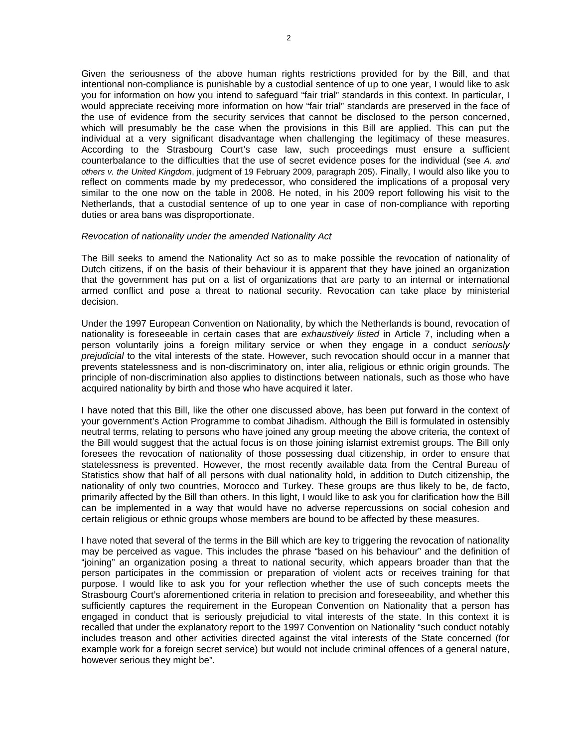Given the seriousness of the above human rights restrictions provided for by the Bill, and that intentional non-compliance is punishable by a custodial sentence of up to one year, I would like to ask you for information on how you intend to safeguard "fair trial" standards in this context. In particular, I would appreciate receiving more information on how "fair trial" standards are preserved in the face of the use of evidence from the security services that cannot be disclosed to the person concerned, which will presumably be the case when the provisions in this Bill are applied. This can put the individual at a very significant disadvantage when challenging the legitimacy of these measures. According to the Strasbourg Court's case law, such proceedings must ensure a sufficient counterbalance to the difficulties that the use of secret evidence poses for the individual (see *A. and others v. the United Kingdom*, judgment of 19 February 2009, paragraph 205). Finally, I would also like you to reflect on comments made by my predecessor, who considered the implications of a proposal very similar to the one now on the table in 2008. He noted, in his 2009 report following his visit to the Netherlands, that a custodial sentence of up to one year in case of non-compliance with reporting duties or area bans was disproportionate.

*Revocation of nationality under the amended Nationality Act*

The Bill seeks to amend the Nationality Act so as to make possible the revocation of nationality of Dutch citizens, if on the basis of their behaviour it is apparent that they have joined an organization that the government has put on a list of organizations that are party to an internal or international armed conflict and pose a threat to national security. Revocation can take place by ministerial decision.

Under the 1997 European Convention on Nationality, by which the Netherlands is bound, revocation of nationality is foreseeable in certain cases that are *exhaustively listed* in Article 7, including when a person voluntarily joins a foreign military service or when they engage in a conduct *seriously prejudicial* to the vital interests of the state. However, such revocation should occur in a manner that prevents statelessness and is non-discriminatory on, inter alia, religious or ethnic origin grounds. The principle of non-discrimination also applies to distinctions between nationals, such as those who have acquired nationality by birth and those who have acquired it later.

I have noted that this Bill, like the other one discussed above, has been put forward in the context of your government's Action Programme to combat Jihadism. Although the Bill is formulated in ostensibly neutral terms, relating to persons who have joined any group meeting the above criteria, the context of the Bill would suggest that the actual focus is on those joining islamist extremist groups. The Bill only foresees the revocation of nationality of those possessing dual citizenship, in order to ensure that statelessness is prevented. However, the most recently available data from the Central Bureau of Statistics show that half of all persons with dual nationality hold, in addition to Dutch citizenship, the nationality of only two countries, Morocco and Turkey. These groups are thus likely to be, de facto, primarily affected by the Bill than others. In this light, I would like to ask you for clarification how the Bill can be implemented in a way that would have no adverse repercussions on social cohesion and certain religious or ethnic groups whose members are bound to be affected by these measures.

I have noted that several of the terms in the Bill which are key to triggering the revocation of nationality may be perceived as vague. This includes the phrase "based on his behaviour" and the definition of "joining" an organization posing a threat to national security, which appears broader than that the person participates in the commission or preparation of violent acts or receives training for that purpose. I would like to ask you for your reflection whether the use of such concepts meets the Strasbourg Court's aforementioned criteria in relation to precision and foreseeability, and whether this sufficiently captures the requirement in the European Convention on Nationality that a person has engaged in conduct that is seriously prejudicial to vital interests of the state. In this context it is recalled that under the explanatory report to the 1997 Convention on Nationality "such conduct notably includes treason and other activities directed against the vital interests of the State concerned (for example work for a foreign secret service) but would not include criminal offences of a general nature, however serious they might be".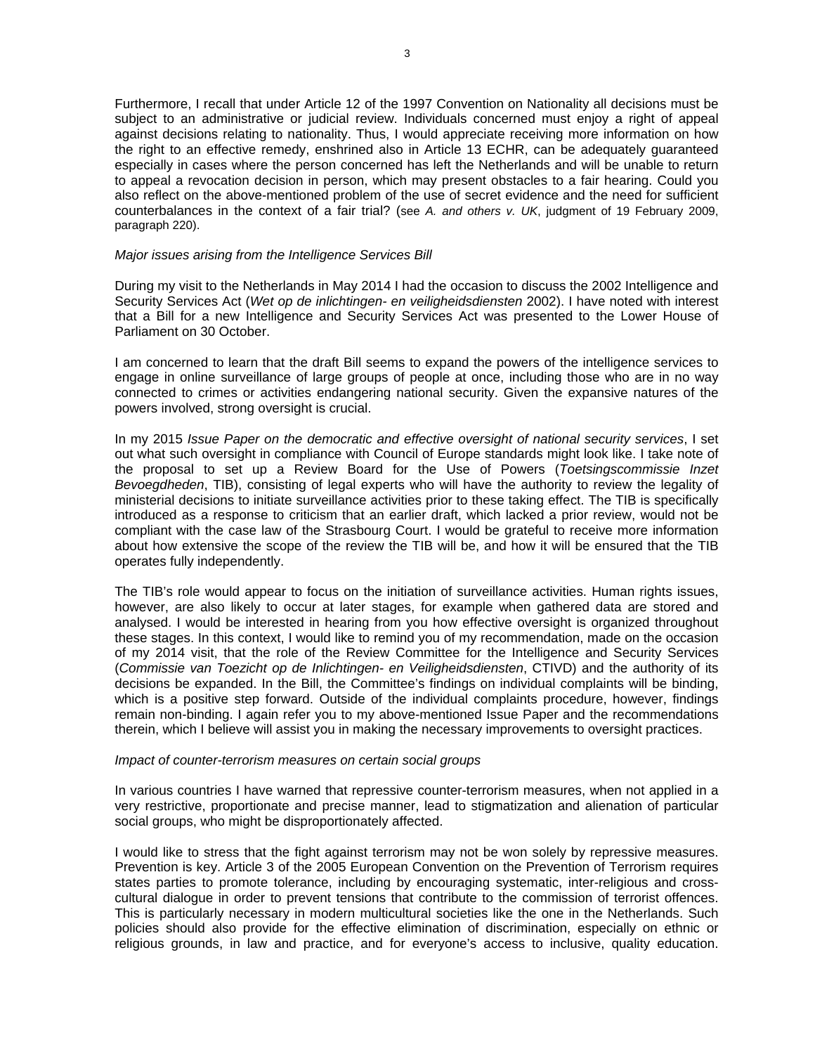Furthermore, I recall that under Article 12 of the 1997 Convention on Nationality all decisions must be subject to an administrative or judicial review. Individuals concerned must enjoy a right of appeal against decisions relating to nationality. Thus, I would appreciate receiving more information on how the right to an effective remedy, enshrined also in Article 13 ECHR, can be adequately guaranteed especially in cases where the person concerned has left the Netherlands and will be unable to return to appeal a revocation decision in person, which may present obstacles to a fair hearing. Could you also reflect on the above-mentioned problem of the use of secret evidence and the need for sufficient counterbalances in the context of a fair trial? (see *A. and others v. UK*, judgment of 19 February 2009, paragraph 220).

*Major issues arising from the Intelligence Services Bill*

During my visit to the Netherlands in May 2014 I had the occasion to discuss the 2002 Intelligence and Security Services Act (*Wet op de inlichtingen- en veiligheidsdiensten* 2002). I have noted with interest that a Bill for a new Intelligence and Security Services Act was presented to the Lower House of Parliament on 30 October.

I am concerned to learn that the draft Bill seems to expand the powers of the intelligence services to engage in online surveillance of large groups of people at once, including those who are in no way connected to crimes or activities endangering national security. Given the expansive natures of the powers involved, strong oversight is crucial.

In my 2015 *Issue Paper on the democratic and effective oversight of national security services*, I set out what such oversight in compliance with Council of Europe standards might look like. I take note of the proposal to set up a Review Board for the Use of Powers (*Toetsingscommissie Inzet Bevoegdheden*, TIB), consisting of legal experts who will have the authority to review the legality of ministerial decisions to initiate surveillance activities prior to these taking effect. The TIB is specifically introduced as a response to criticism that an earlier draft, which lacked a prior review, would not be compliant with the case law of the Strasbourg Court. I would be grateful to receive more information about how extensive the scope of the review the TIB will be, and how it will be ensured that the TIB operates fully independently.

The TIB's role would appear to focus on the initiation of surveillance activities. Human rights issues, however, are also likely to occur at later stages, for example when gathered data are stored and analysed. I would be interested in hearing from you how effective oversight is organized throughout these stages. In this context, I would like to remind you of my recommendation, made on the occasion of my 2014 visit, that the role of the Review Committee for the Intelligence and Security Services (*Commissie van Toezicht op de Inlichtingen- en Veiligheidsdiensten*, CTIVD) and the authority of its decisions be expanded. In the Bill, the Committee's findings on individual complaints will be binding, which is a positive step forward. Outside of the individual complaints procedure, however, findings remain non-binding. I again refer you to my above-mentioned Issue Paper and the recommendations therein, which I believe will assist you in making the necessary improvements to oversight practices.

*Impact of counter-terrorism measures on certain social groups*

In various countries I have warned that repressive counter-terrorism measures, when not applied in a very restrictive, proportionate and precise manner, lead to stigmatization and alienation of particular social groups, who might be disproportionately affected.

I would like to stress that the fight against terrorism may not be won solely by repressive measures. Prevention is key. Article 3 of the 2005 European Convention on the Prevention of Terrorism requires states parties to promote tolerance, including by encouraging systematic, inter-religious and cross-cultural dialogue in order to prevent tensions that contribute to the commission of terrorist offences. This is particularly necessary in modern multicultural societies like the one in the Netherlands. Such policies should also provide for the effective elimination of discrimination, especially on ethnic or religious grounds, in law and practice, and for everyone's access to inclusive, quality education.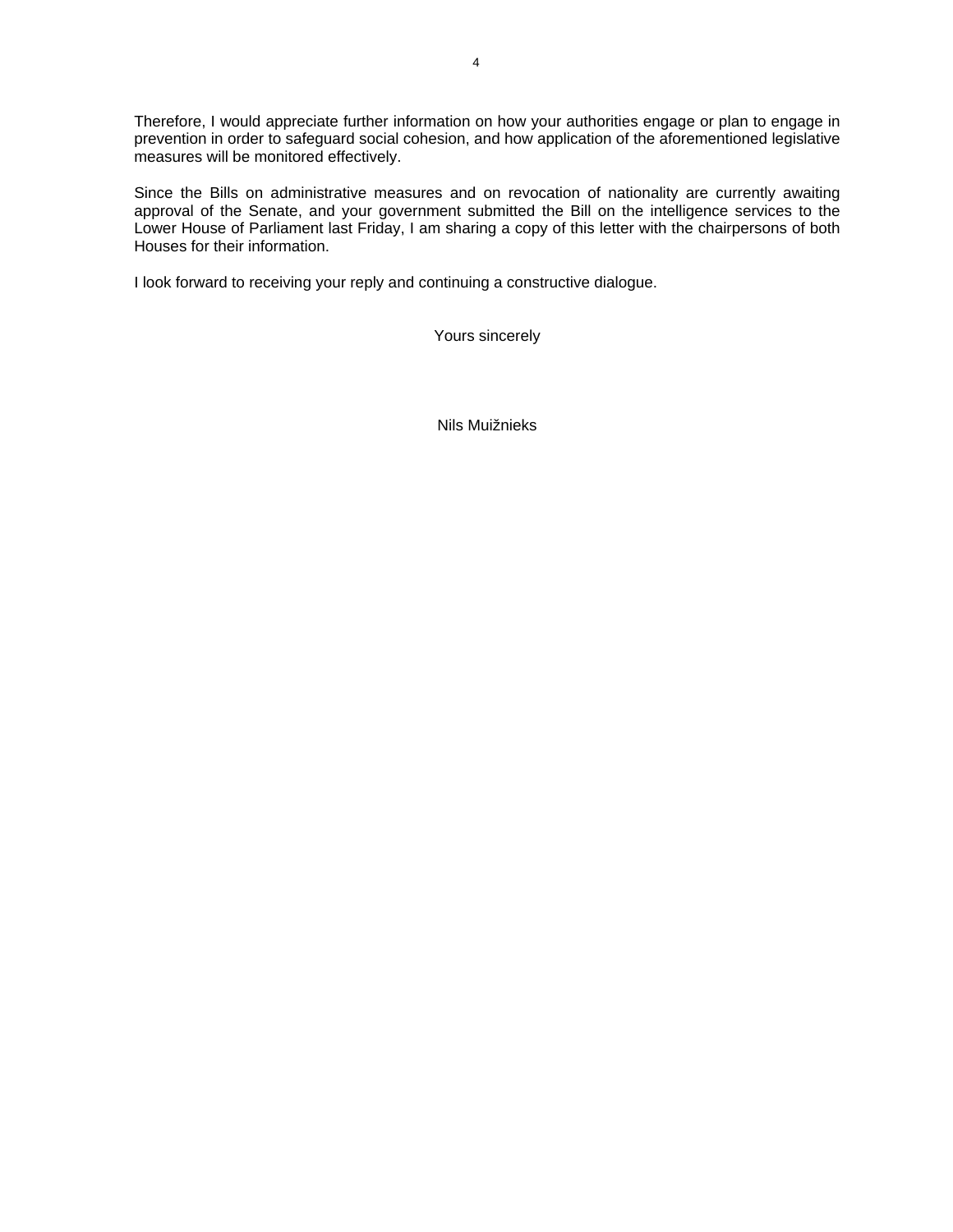Therefore, I would appreciate further information on how your authorities engage or plan to engage in prevention in order to safeguard social cohesion, and how application of the aforementioned legislative measures will be monitored effectively.

Since the Bills on administrative measures and on revocation of nationality are currently awaiting approval of the Senate, and your government submitted the Bill on the intelligence services to the Lower House of Parliament last Friday, I am sharing a copy of this letter with the chairpersons of both Houses for their information.

I look forward to receiving your reply and continuing a constructive dialogue.

Yours sincerely

Nils Muižnieks